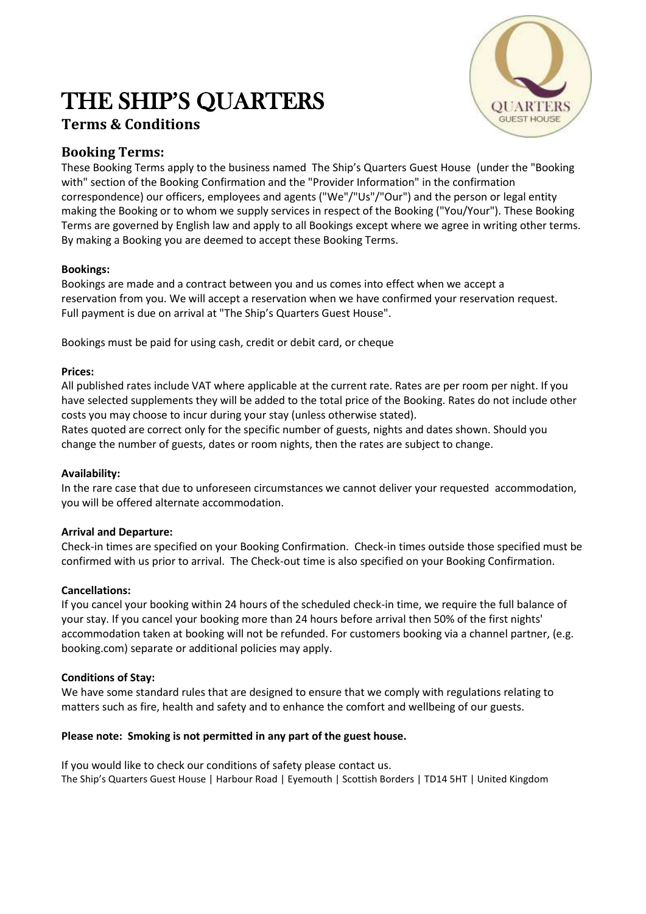# THE SHIP'S QUARTERS

## Terms & Conditions

## Booking Terms:

These Booking Terms apply to the business named The Ship's Quarters Guest House (under the "Booking with" section of the Booking Confirmation and the "Provider Information" in the confirmation correspondence) our officers, employees and agents ("We"/"Us"/"Our") and the person or legal entity making the Booking or to whom we supply services in respect of the Booking ("You/Your"). These Booking Terms are governed by English law and apply to all Bookings except where we agree in writing other terms. By making a Booking you are deemed to accept these Booking Terms.

**Bookings:**

Bookings are made and a contract between you and us comes into effect when we accept a reservation from you. We will accept a reservation when we have confirmed your reservation request. Full payment is due on arrival at "The Ship's Quarters Guest House".

Bookings must be paid for using cash, credit or debit card, or cheque

**Prices:**

All published rates include VAT where applicable at the current rate. Rates are per room per night. If you have selected supplements they will be added to the total price of the Booking. Rates do not include other costs you may choose to incur during your stay (unless otherwise stated).
Rates quoted are correct only for the specific number of guests, nights and dates shown. Should you change the number of guests, dates or room nights, then the rates are subject to change.

**Availability:**

In the rare case that due to unforeseen circumstances we cannot deliver your requested accommodation, you will be offered alternate accommodation.

**Arrival and Departure:**

Check-in times are specified on your Booking Confirmation. Check-in times outside those specified must be confirmed with us prior to arrival. The Check-out time is also specified on your Booking Confirmation.

**Cancellations:**

If you cancel your booking within 24 hours of the scheduled check-in time, we require the full balance of your stay. If you cancel your booking more than 24 hours before arrival then 50% of the first nights' accommodation taken at booking will not be refunded. For customers booking via a channel partner, (e.g. booking.com) separate or additional policies may apply.

**Conditions of Stay:**

We have some standard rules that are designed to ensure that we comply with regulations relating to matters such as fire, health and safety and to enhance the comfort and wellbeing of our guests.

**Please note: Smoking is not permitted in any part of the guest house.**

If you would like to check our conditions of safety please contact us.
The Ship's Quarters Guest House | Harbour Road | Eyemouth | Scottish Borders | TD14 5HT | United Kingdom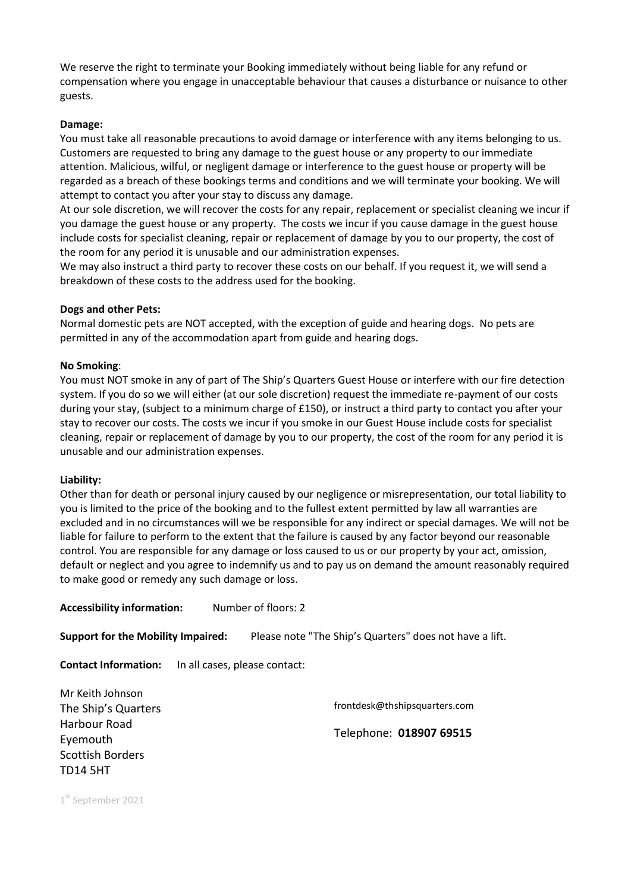We reserve the right to terminate your Booking immediately without being liable for any refund or compensation where you engage in unacceptable behaviour that causes a disturbance or nuisance to other guests.

**Damage:**

You must take all reasonable precautions to avoid damage or interference with any items belonging to us. Customers are requested to bring any damage to the guest house or any property to our immediate attention. Malicious, wilful, or negligent damage or interference to the guest house or property will be regarded as a breach of these bookings terms and conditions and we will terminate your booking. We will attempt to contact you after your stay to discuss any damage.

At our sole discretion, we will recover the costs for any repair, replacement or specialist cleaning we incur if you damage the guest house or any property. The costs we incur if you cause damage in the guest house include costs for specialist cleaning, repair or replacement of damage by you to our property, the cost of the room for any period it is unusable and our administration expenses.

We may also instruct a third party to recover these costs on our behalf. If you request it, we will send a breakdown of these costs to the address used for the booking.

**Dogs and other Pets:**

Normal domestic pets are NOT accepted, with the exception of guide and hearing dogs. No pets are permitted in any of the accommodation apart from guide and hearing dogs.

**No Smoking**:

You must NOT smoke in any of part of The Ship's Quarters Guest House or interfere with our fire detection system. If you do so we will either (at our sole discretion) request the immediate re-payment of our costs during your stay, (subject to a minimum charge of £150), or instruct a third party to contact you after your stay to recover our costs. The costs we incur if you smoke in our Guest House include costs for specialist cleaning, repair or replacement of damage by you to our property, the cost of the room for any period it is unusable and our administration expenses.

**Liability:**

Other than for death or personal injury caused by our negligence or misrepresentation, our total liability to you is limited to the price of the booking and to the fullest extent permitted by law all warranties are excluded and in no circumstances will we be responsible for any indirect or special damages. We will not be liable for failure to perform to the extent that the failure is caused by any factor beyond our reasonable control. You are responsible for any damage or loss caused to us or our property by your act, omission, default or neglect and you agree to indemnify us and to pay us on demand the amount reasonably required to make good or remedy any such damage or loss.

**Accessibility information:** Number of floors: 2

**Support for the Mobility Impaired:** Please note "The Ship's Quarters" does not have a lift.

**Contact Information:** In all cases, please contact:

Mr Keith Johnson
The Ship's Quarters
Harbour Road
Eyemouth
Scottish Borders
TD14 5HT

frontdesk@thshipsquarters.com

Telephone: **018907 69515**

1st September 2021